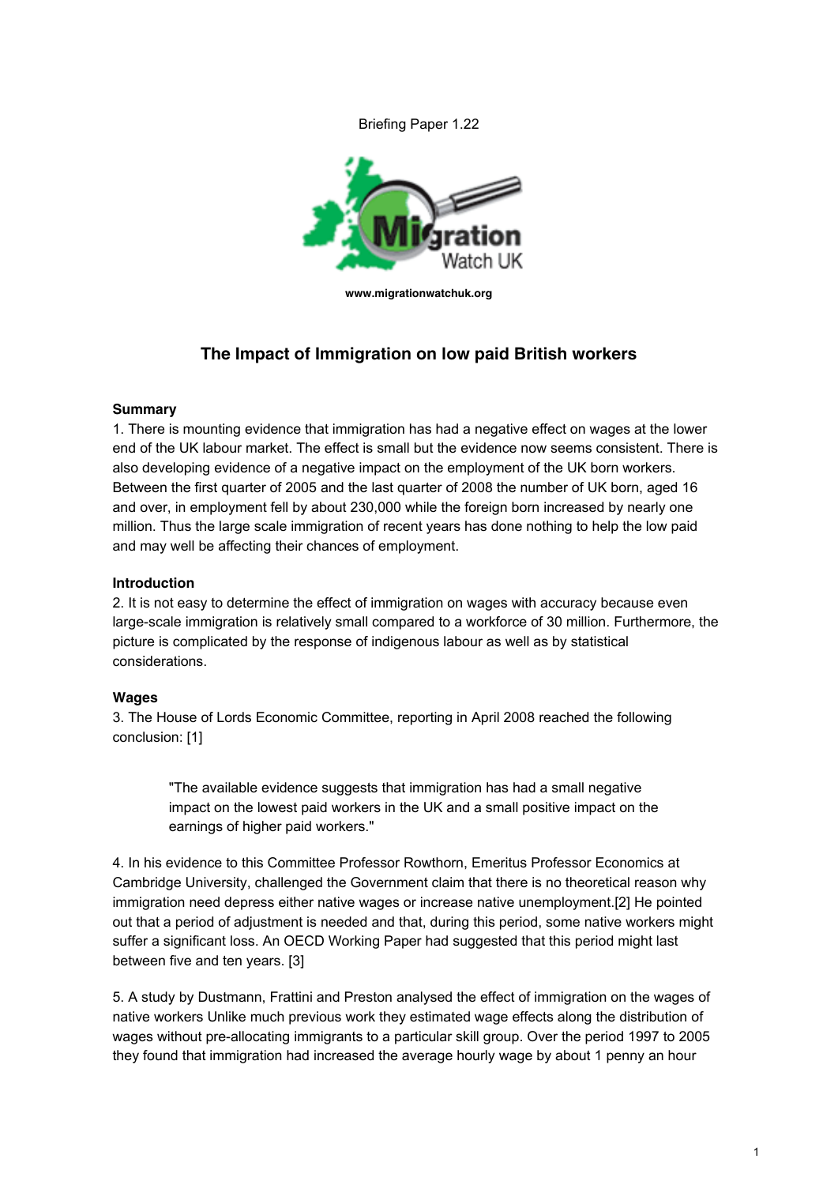Briefing Paper 1.22

www.migrationwatchuk.org

# The Impact of Immigration on low paid British workers

**Summary**

1. There is mounting evidence that immigration has had a negative effect on wages at the lower end of the UK labour market. The effect is small but the evidence now seems consistent. There is also developing evidence of a negative impact on the employment of the UK born workers. Between the first quarter of 2005 and the last quarter of 2008 the number of UK born, aged 16 and over, in employment fell by about 230,000 while the foreign born increased by nearly one million. Thus the large scale immigration of recent years has done nothing to help the low paid and may well be affecting their chances of employment.

**Introduction**

2. It is not easy to determine the effect of immigration on wages with accuracy because even large-scale immigration is relatively small compared to a workforce of 30 million. Furthermore, the picture is complicated by the response of indigenous labour as well as by statistical considerations.

**Wages**

3. The House of Lords Economic Committee, reporting in April 2008 reached the following conclusion: [1]

> "The available evidence suggests that immigration has had a small negative impact on the lowest paid workers in the UK and a small positive impact on the earnings of higher paid workers."

4. In his evidence to this Committee Professor Rowthorn, Emeritus Professor Economics at Cambridge University, challenged the Government claim that there is no theoretical reason why immigration need depress either native wages or increase native unemployment.[2] He pointed out that a period of adjustment is needed and that, during this period, some native workers might suffer a significant loss. An OECD Working Paper had suggested that this period might last between five and ten years. [3]

5. A study by Dustmann, Frattini and Preston analysed the effect of immigration on the wages of native workers Unlike much previous work they estimated wage effects along the distribution of wages without pre-allocating immigrants to a particular skill group. Over the period 1997 to 2005 they found that immigration had increased the average hourly wage by about 1 penny an hour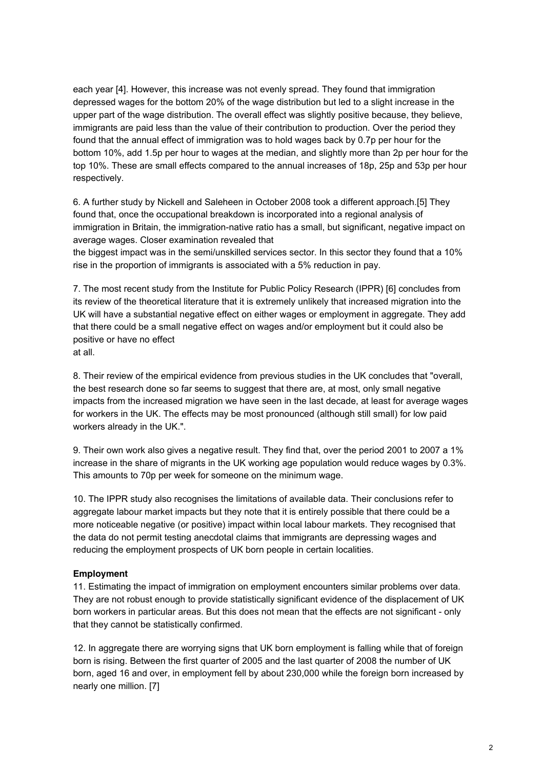each year [4]. However, this increase was not evenly spread. They found that immigration depressed wages for the bottom 20% of the wage distribution but led to a slight increase in the upper part of the wage distribution. The overall effect was slightly positive because, they believe, immigrants are paid less than the value of their contribution to production. Over the period they found that the annual effect of immigration was to hold wages back by 0.7p per hour for the bottom 10%, add 1.5p per hour to wages at the median, and slightly more than 2p per hour for the top 10%. These are small effects compared to the annual increases of 18p, 25p and 53p per hour respectively.

6. A further study by Nickell and Saleheen in October 2008 took a different approach.[5] They found that, once the occupational breakdown is incorporated into a regional analysis of immigration in Britain, the immigration-native ratio has a small, but significant, negative impact on average wages. Closer examination revealed that the biggest impact was in the semi/unskilled services sector. In this sector they found that a 10% rise in the proportion of immigrants is associated with a 5% reduction in pay.

7. The most recent study from the Institute for Public Policy Research (IPPR) [6] concludes from its review of the theoretical literature that it is extremely unlikely that increased migration into the UK will have a substantial negative effect on either wages or employment in aggregate. They add that there could be a small negative effect on wages and/or employment but it could also be positive or have no effect at all.

8. Their review of the empirical evidence from previous studies in the UK concludes that "overall, the best research done so far seems to suggest that there are, at most, only small negative impacts from the increased migration we have seen in the last decade, at least for average wages for workers in the UK. The effects may be most pronounced (although still small) for low paid workers already in the UK.".

9. Their own work also gives a negative result. They find that, over the period 2001 to 2007 a 1% increase in the share of migrants in the UK working age population would reduce wages by 0.3%. This amounts to 70p per week for someone on the minimum wage.

10. The IPPR study also recognises the limitations of available data. Their conclusions refer to aggregate labour market impacts but they note that it is entirely possible that there could be a more noticeable negative (or positive) impact within local labour markets. They recognised that the data do not permit testing anecdotal claims that immigrants are depressing wages and reducing the employment prospects of UK born people in certain localities.

**Employment**

11. Estimating the impact of immigration on employment encounters similar problems over data. They are not robust enough to provide statistically significant evidence of the displacement of UK born workers in particular areas. But this does not mean that the effects are not significant - only that they cannot be statistically confirmed.

12. In aggregate there are worrying signs that UK born employment is falling while that of foreign born is rising. Between the first quarter of 2005 and the last quarter of 2008 the number of UK born, aged 16 and over, in employment fell by about 230,000 while the foreign born increased by nearly one million. [7]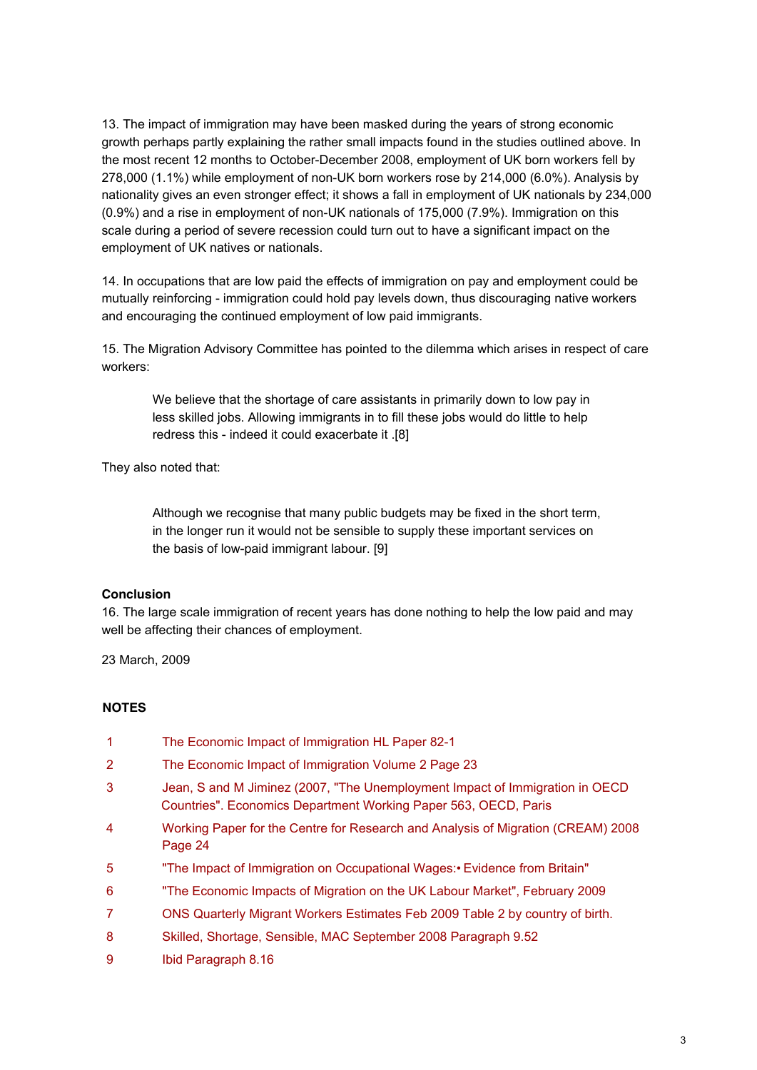13. The impact of immigration may have been masked during the years of strong economic growth perhaps partly explaining the rather small impacts found in the studies outlined above. In the most recent 12 months to October-December 2008, employment of UK born workers fell by 278,000 (1.1%) while employment of non-UK born workers rose by 214,000 (6.0%). Analysis by nationality gives an even stronger effect; it shows a fall in employment of UK nationals by 234,000 (0.9%) and a rise in employment of non-UK nationals of 175,000 (7.9%). Immigration on this scale during a period of severe recession could turn out to have a significant impact on the employment of UK natives or nationals.

14. In occupations that are low paid the effects of immigration on pay and employment could be mutually reinforcing - immigration could hold pay levels down, thus discouraging native workers and encouraging the continued employment of low paid immigrants.

15. The Migration Advisory Committee has pointed to the dilemma which arises in respect of care workers:

> We believe that the shortage of care assistants in primarily down to low pay in less skilled jobs. Allowing immigrants in to fill these jobs would do little to help redress this - indeed it could exacerbate it .[8]

They also noted that:

> Although we recognise that many public budgets may be fixed in the short term, in the longer run it would not be sensible to supply these important services on the basis of low-paid immigrant labour. [9]

**Conclusion**

16. The large scale immigration of recent years has done nothing to help the low paid and may well be affecting their chances of employment.

23 March, 2009

**NOTES**

1 The Economic Impact of Immigration HL Paper 82-1

2 The Economic Impact of Immigration Volume 2 Page 23

3 Jean, S and M Jiminez (2007, "The Unemployment Impact of Immigration in OECD Countries". Economics Department Working Paper 563, OECD, Paris

4 Working Paper for the Centre for Research and Analysis of Migration (CREAM) 2008 Page 24

5 "The Impact of Immigration on Occupational Wages:• Evidence from Britain"

6 "The Economic Impacts of Migration on the UK Labour Market", February 2009

7 ONS Quarterly Migrant Workers Estimates Feb 2009 Table 2 by country of birth.

8 Skilled, Shortage, Sensible, MAC September 2008 Paragraph 9.52

9 Ibid Paragraph 8.16